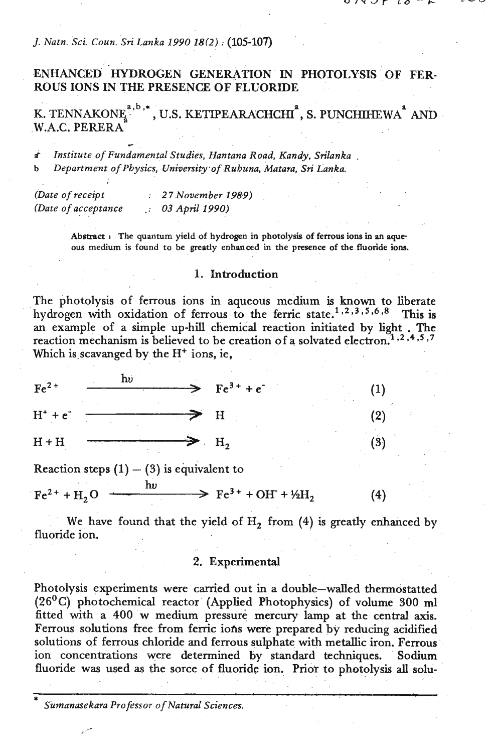# ENHANCED HYDROGEN GENERATION IN PHOTOLYSIS OF FERROUS IONS IN THE PRESENCE OF FLUORIDE

K. TENNAKONE[a,b,*], U.S. KETIPEARACHCHI[a], S. PUNCHIHEWA[a] AND W.A.C. PERERA[a]

a Institute of Fundamental Studies, Hantana Road, Kandy, Srilanka .
b Department of Physics, University of Ruhuna, Matara, Sri Lanka.

(Date of receipt : 27 November 1989)
(Date of acceptance : 03 April 1990)

**Abstract :** The quantum yield of hydrogen in photolysis of ferrous ions in an aqueous medium is found to be greatly enhanced in the presence of the fluoride ions.

## 1. Introduction

The photolysis of ferrous ions in aqueous medium is known to liberate hydrogen with oxidation of ferrous to the ferric state.[1,2,3,5,6,8] This is an example of a simple up-hill chemical reaction initiated by light . The reaction mechanism is believed to be creation of a solvated electron.[1,2,4,5,7] Which is scavanged by the $H^+$ ions, ie,

$$Fe^{2+} \xrightarrow{h\upsilon} Fe^{3+} + e^- \qquad (1)$$

$$H^+ + e^- \longrightarrow H \qquad (2)$$

$$H + H \longrightarrow H_2 \qquad (3)$$

Reaction steps (1) – (3) is equivalent to

$$Fe^{2+} + H_2O \xrightarrow{h\upsilon} Fe^{3+} + OH^- + \tfrac{1}{2}H_2 \qquad (4)$$

We have found that the yield of $H_2$ from (4) is greatly enhanced by fluoride ion.

## 2. Experimental

Photolysis experiments were carried out in a double–walled thermostatted (26°C) photochemical reactor (Applied Photophysics) of volume 300 ml fitted with a 400 w medium pressure mercury lamp at the central axis. Ferrous solutions free from ferric ions were prepared by reducing acidified solutions of ferrous chloride and ferrous sulphate with metallic iron. Ferrous ion concentrations were determined by standard techniques. Sodium fluoride was used as the sorce of fluoride ion. Prior to photolysis all solu-

* Sumanasekara Professor of Natural Sciences.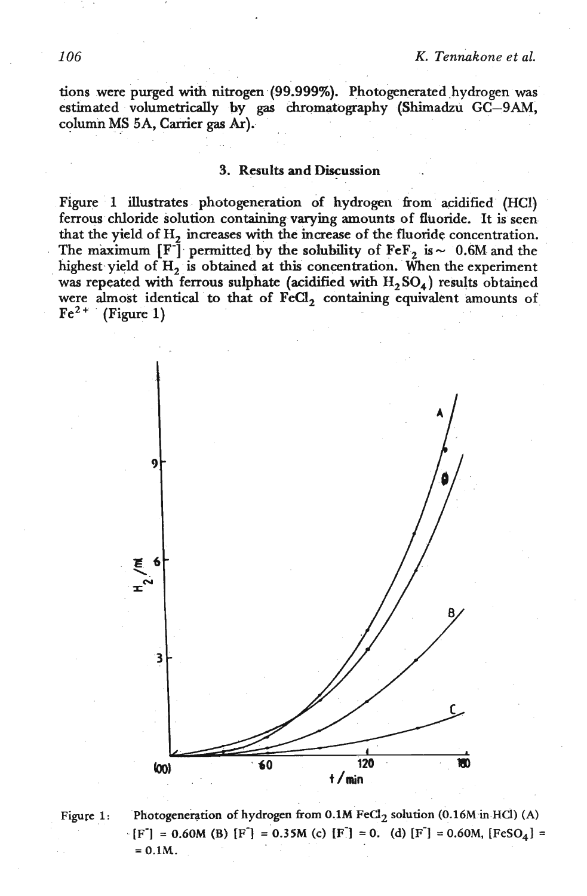tions were purged with nitrogen (99.999%). Photogenerated hydrogen was estimated volumetrically by gas chromatography (Shimadzu GC–9AM, column MS 5A, Carrier gas Ar).

## 3. Results and Discussion

Figure 1 illustrates photogeneration of hydrogen from acidified (HCl) ferrous chloride solution containing varying amounts of fluoride. It is seen that the yield of $H_2$ increases with the increase of the fluoride concentration. The maximum $[F^-]$ permitted by the solubility of $FeF_2$ is ~ 0.6M and the highest yield of $H_2$ is obtained at this concentration. When the experiment was repeated with ferrous sulphate (acidified with $H_2SO_4$) results obtained were almost identical to that of $FeCl_2$ containing equivalent amounts of $Fe^{2+}$ (Figure 1)

Figure 1: Photogeneration of hydrogen from 0.1M $FeCl_2$ solution (0.16M in HCl) (A) $[F^-]$ = 0.60M (B) $[F^-]$ = 0.35M (c) $[F^-]$ = 0. (d) $[F^-]$ = 0.60M, $[FeSO_4]$ = = 0.1M.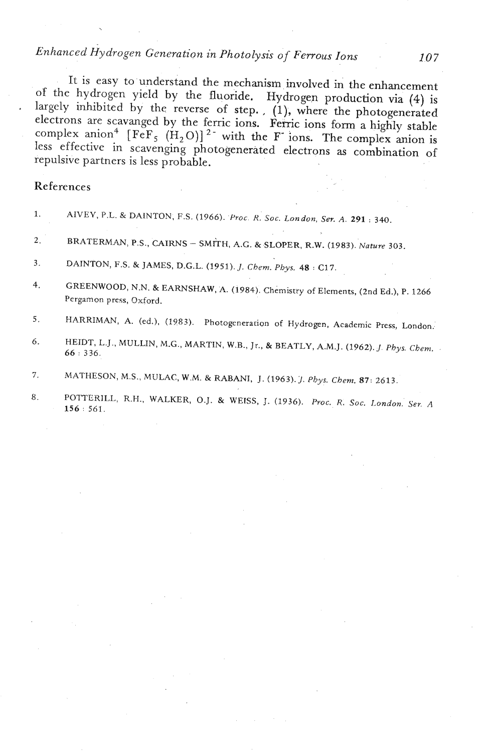It is easy to understand the mechanism involved in the enhancement of the hydrogen yield by the fluoride. Hydrogen production via (4) is largely inhibited by the reverse of step., (1), where the photogenerated electrons are scavanged by the ferric ions. Ferric ions form a highly stable complex anion[4] $[FeF_5(H_2O)]^{2-}$ with the $F^-$ ions. The complex anion is less effective in scavenging photogenerated electrons as combination of repulsive partners is less probable.

## References

1. AIVEY, P.L. & DAINTON, F.S. (1966). *Proc. R. Soc. London, Ser. A.* **291** : 340.
2. BRATERMAN, P.S., CAIRNS – SMITH, A.G. & SLOPER, R.W. (1983). *Nature* 303.
3. DAINTON, F.S. & JAMES, D.G.L. (1951). *J. Chem. Phys.* **48** : C17.
4. GREENWOOD, N.N. & EARNSHAW, A. (1984). Chemistry of Elements, (2nd Ed.), P. 1266 Pergamon press, Oxford.
5. HARRIMAN, A. (ed.), (1983). Photogeneration of Hydrogen, Academic Press, London.
6. HEIDT, L.J., MULLIN, M.G., MARTIN, W.B., Jr., & BEATLY, A.M.J. (1962). *J. Phys. Chem.* **66** : 336.
7. MATHESON, M.S., MULAC, W.M. & RABANI, J. (1963). *J. Phys. Chem.* **87**: 2613.
8. POTTERILL, R.H., WALKER, O.J. & WEISS, J. (1936). *Proc. R. Soc. London. Ser. A* **156** : 561.